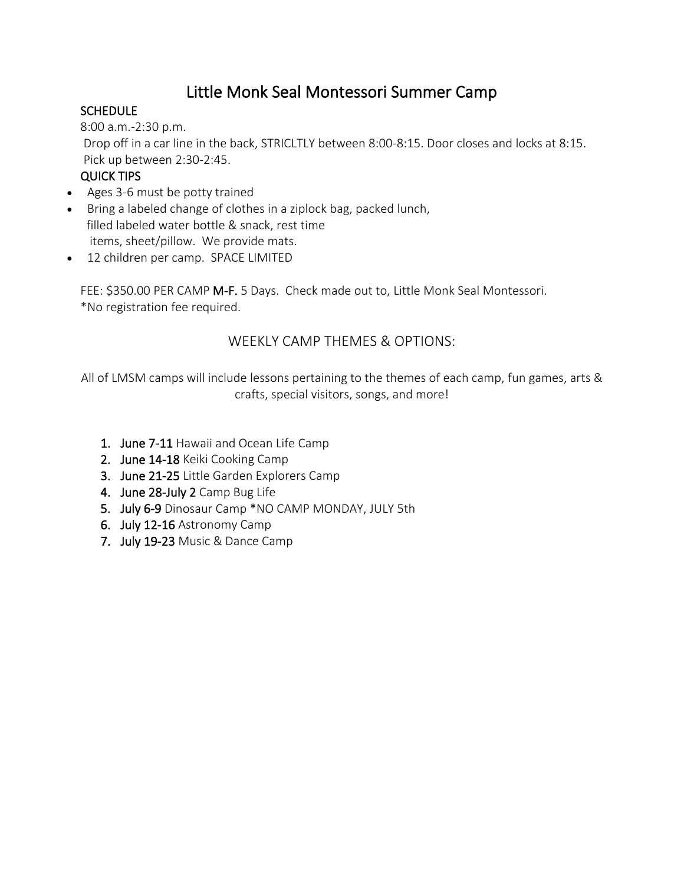# Little Monk Seal Montessori Summer Camp

**SCHEDULE**

8:00 a.m.-2:30 p.m.

Drop off in a car line in the back, STRICLTLY between 8:00-8:15. Door closes and locks at 8:15.

Pick up between 2:30-2:45.

**QUICK TIPS**

- Ages 3-6 must be potty trained
- Bring a labeled change of clothes in a ziplock bag, packed lunch, filled labeled water bottle & snack, rest time items, sheet/pillow. We provide mats.
- 12 children per camp. SPACE LIMITED

FEE: $350.00 PER CAMP **M-F.** 5 Days. Check made out to, Little Monk Seal Montessori.
*No registration fee required.

## WEEKLY CAMP THEMES & OPTIONS:

All of LMSM camps will include lessons pertaining to the themes of each camp, fun games, arts & crafts, special visitors, songs, and more!

1. **June 7-11** Hawaii and Ocean Life Camp
2. **June 14-18** Keiki Cooking Camp
3. **June 21-25** Little Garden Explorers Camp
4. **June 28-July 2** Camp Bug Life
5. **July 6-9** Dinosaur Camp *NO CAMP MONDAY, JULY 5th
6. **July 12-16** Astronomy Camp
7. **July 19-23** Music & Dance Camp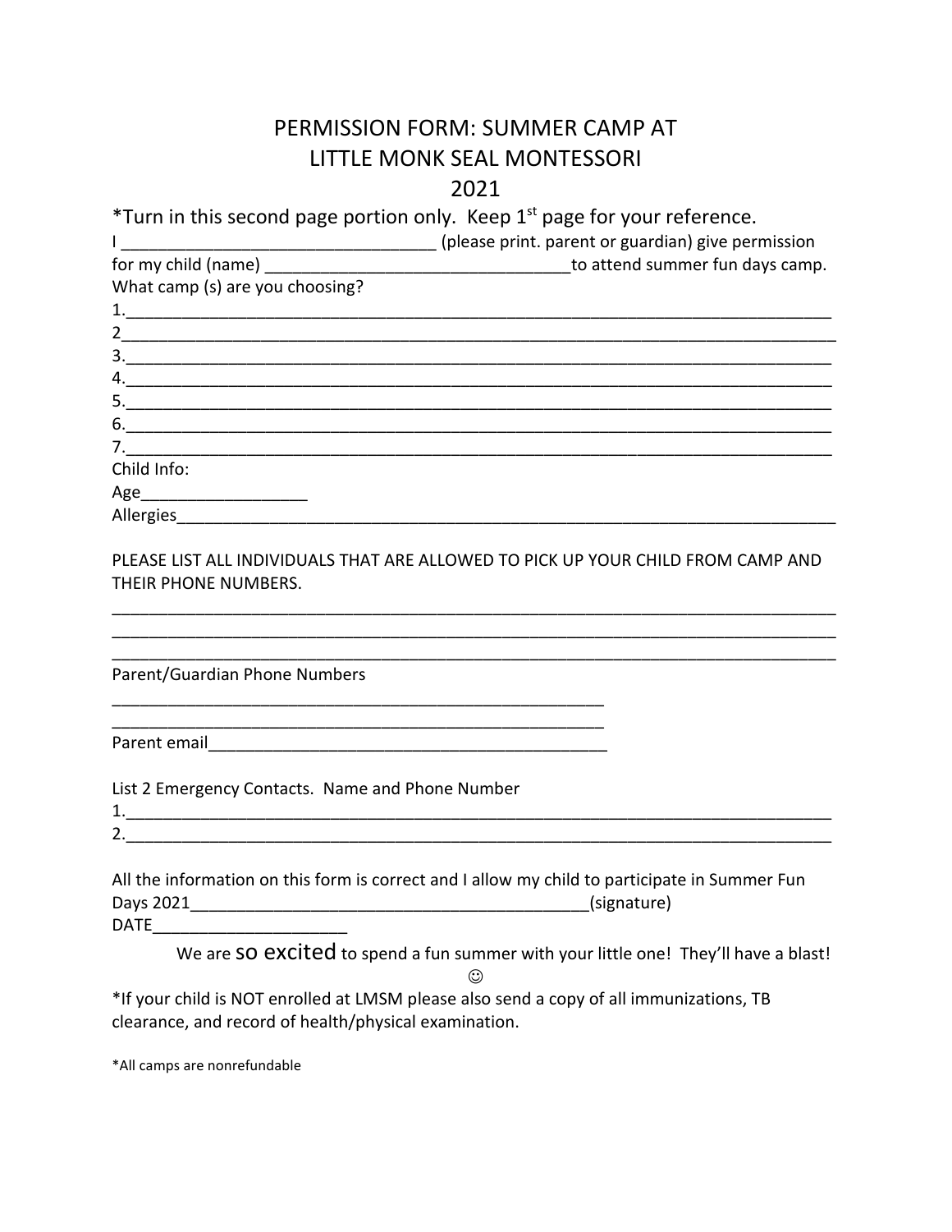# PERMISSION FORM: SUMMER CAMP AT LITTLE MONK SEAL MONTESSORI 2021

*Turn in this second page portion only. Keep 1st page for your reference.

I _________________________________ (please print. parent or guardian) give permission for my child (name) _________________________________to attend summer fun days camp.

What camp (s) are you choosing?

1.____________________________________________________________________________

2_____________________________________________________________________________

3.____________________________________________________________________________

4.____________________________________________________________________________

5.____________________________________________________________________________

6.____________________________________________________________________________

7.____________________________________________________________________________

Child Info:

Age__________________

Allergies_______________________________________________________________________

PLEASE LIST ALL INDIVIDUALS THAT ARE ALLOWED TO PICK UP YOUR CHILD FROM CAMP AND THEIR PHONE NUMBERS.

______________________________________________________________________________

______________________________________________________________________________

______________________________________________________________________________

Parent/Guardian Phone Numbers

______________________________________________________

______________________________________________________

Parent email____________________________________________

List 2 Emergency Contacts. Name and Phone Number

1.____________________________________________________________________________

2.____________________________________________________________________________

All the information on this form is correct and I allow my child to participate in Summer Fun Days 2021____________________________________________(signature)

DATE_____________________

We are so excited to spend a fun summer with your little one! They'll have a blast! ☺

*If your child is NOT enrolled at LMSM please also send a copy of all immunizations, TB clearance, and record of health/physical examination.

*All camps are nonrefundable